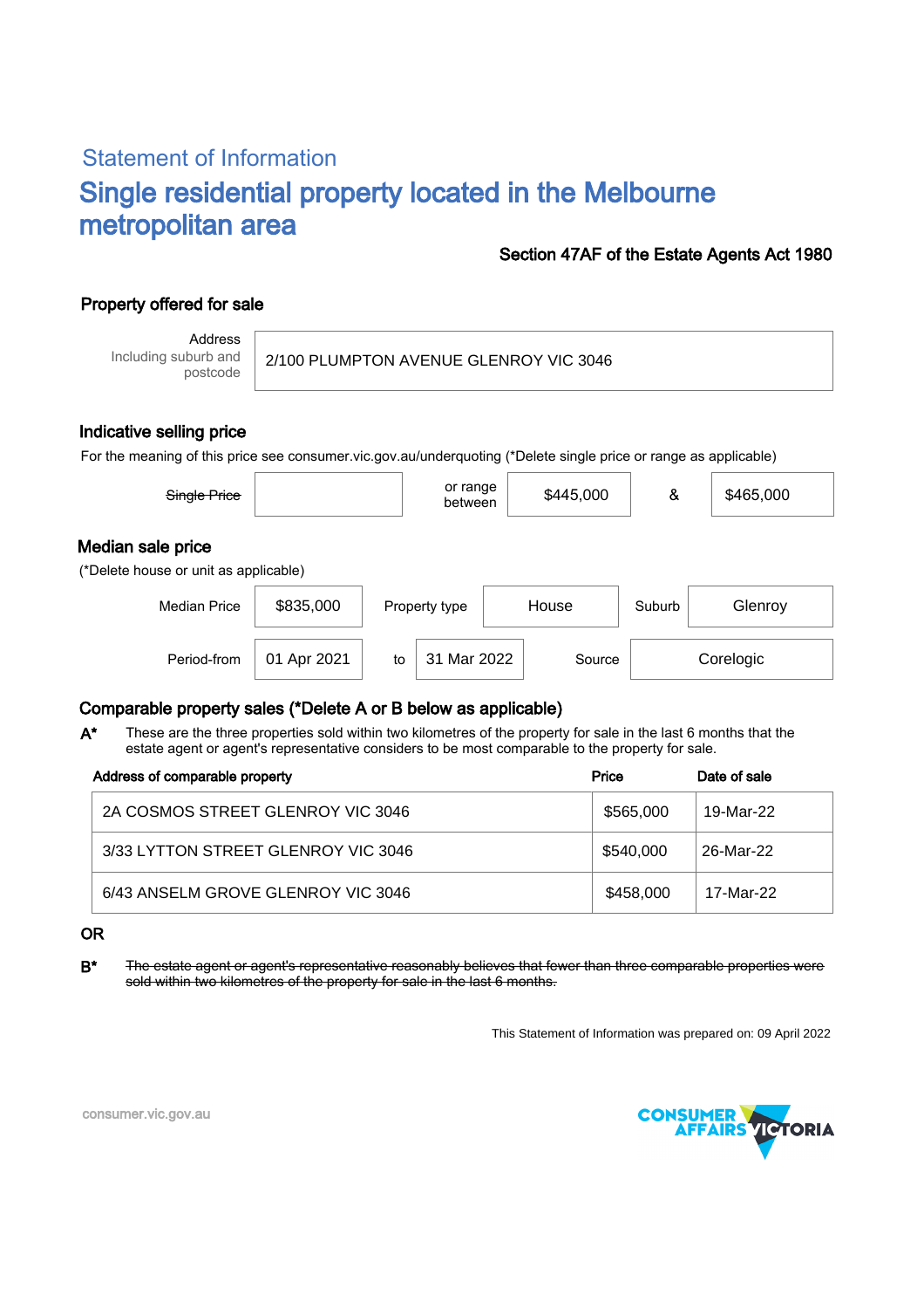## Statement of Information

# Single residential property located in the Melbourne metropolitan area

**Section 47AF of the Estate Agents Act 1980**

### Property offered for sale

| | |
|---|---|
| Address<br>Including suburb and postcode | 2/100 PLUMPTON AVENUE GLENROY VIC 3046 |

### Indicative selling price

For the meaning of this price see consumer.vic.gov.au/underquoting (*Delete single price or range as applicable)

| | | | | | |
|---|---|---|---|---|---|
| ~~Single Price~~ | | or range between | $445,000 | & | $465,000 |

### Median sale price

(*Delete house or unit as applicable)

| | | | | | |
|---|---|---|---|---|---|
| Median Price | $835,000 | Property type | House | Suburb | Glenroy |
| Period-from | 01 Apr 2021 | to | 31 Mar 2022 | Source | Corelogic |

### Comparable property sales (*Delete A or B below as applicable)

**A*** These are the three properties sold within two kilometres of the property for sale in the last 6 months that the estate agent or agent's representative considers to be most comparable to the property for sale.

| Address of comparable property | Price | Date of sale |
|---|---|---|
| 2A COSMOS STREET GLENROY VIC 3046 | $565,000 | 19-Mar-22 |
| 3/33 LYTTON STREET GLENROY VIC 3046 | $540,000 | 26-Mar-22 |
| 6/43 ANSELM GROVE GLENROY VIC 3046 | $458,000 | 17-Mar-22 |

OR

**B*** ~~The estate agent or agent's representative reasonably believes that fewer than three comparable properties were sold within two kilometres of the property for sale in the last 6 months.~~

This Statement of Information was prepared on: 09 April 2022

consumer.vic.gov.au

CONSUMER AFFAIRS VICTORIA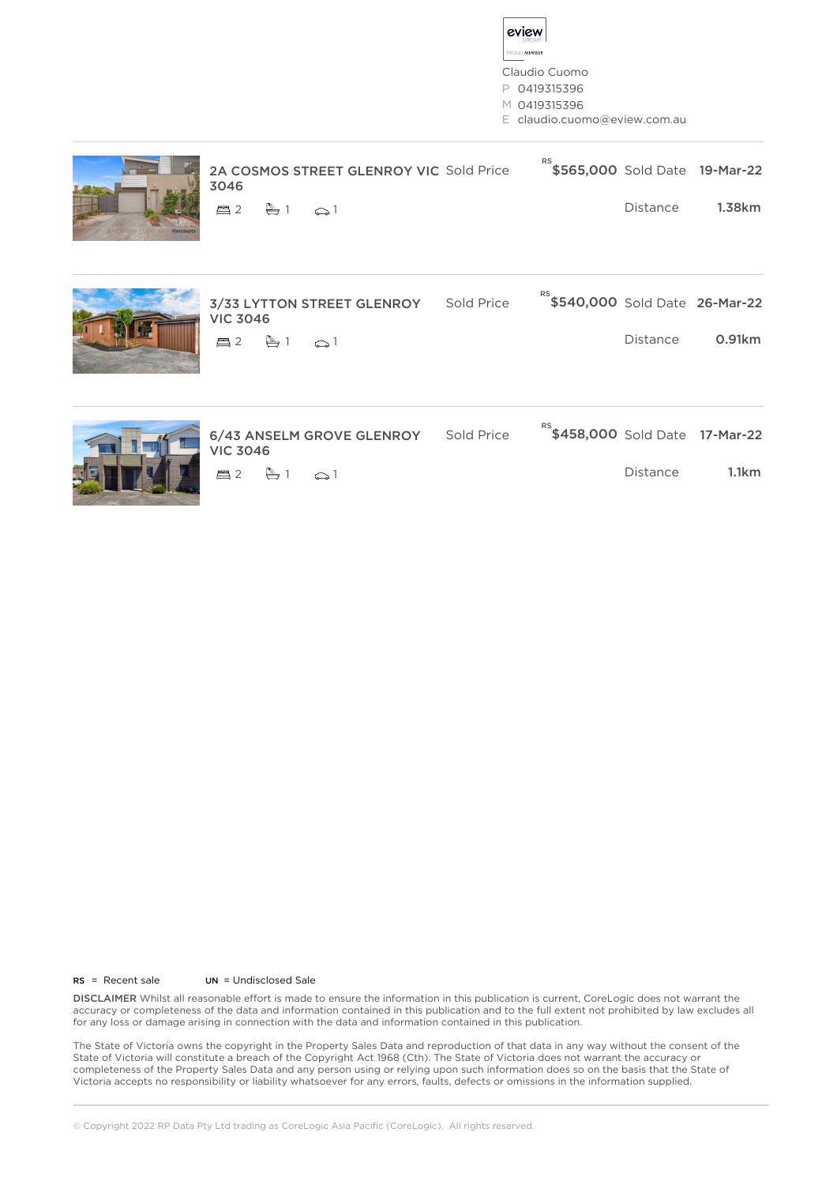Claudio Cuomo
P 0419315396
M 0419315396
E claudio.cuomo@eview.com.au

| | | | | |
|---|---|---|---|---|
| **2A COSMOS STREET GLENROY VIC 3046** | Sold Price | RS $565,000 | Sold Date | 19-Mar-22 |
| 2 bed, 1 bath, 1 car | | | Distance | 1.38km |
| **3/33 LYTTON STREET GLENROY VIC 3046** | Sold Price | RS $540,000 | Sold Date | 26-Mar-22 |
| 2 bed, 1 bath, 1 car | | | Distance | 0.91km |
| **6/43 ANSELM GROVE GLENROY VIC 3046** | Sold Price | RS $458,000 | Sold Date | 17-Mar-22 |
| 2 bed, 1 bath, 1 car | | | Distance | 1.1km |

**RS** = Recent sale **UN** = Undisclosed Sale

**DISCLAIMER** Whilst all reasonable effort is made to ensure the information in this publication is current, CoreLogic does not warrant the accuracy or completeness of the data and information contained in this publication and to the full extent not prohibited by law excludes all for any loss or damage arising in connection with the data and information contained in this publication.

The State of Victoria owns the copyright in the Property Sales Data and reproduction of that data in any way without the consent of the State of Victoria will constitute a breach of the Copyright Act 1968 (Cth). The State of Victoria does not warrant the accuracy or completeness of the Property Sales Data and any person using or relying upon such information does so on the basis that the State of Victoria accepts no responsibility or liability whatsoever for any errors, faults, defects or omissions in the information supplied.

© Copyright 2022 RP Data Pty Ltd trading as CoreLogic Asia Pacific (CoreLogic). All rights reserved.